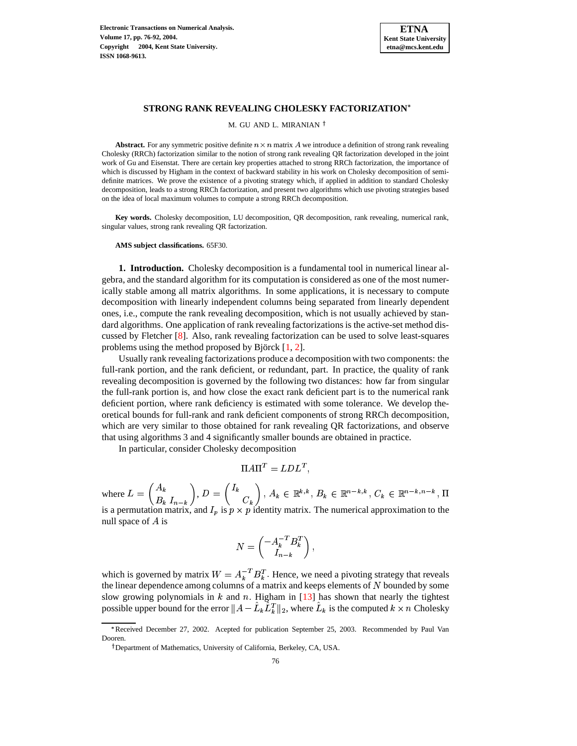# STRONG RANK REVEALING CHOLESKY FACTORIZATION*

M. GU AND L. MIRANIAN †

**Abstract.** For any symmetric positive definite $n \times n$ matrix $A$ we introduce a definition of strong rank revealing Cholesky (RRCh) factorization similar to the notion of strong rank revealing QR factorization developed in the joint work of Gu and Eisenstat. There are certain key properties attached to strong RRCh factorization, the importance of which is discussed by Higham in the context of backward stability in his work on Cholesky decomposition of semi-definite matrices. We prove the existence of a pivoting strategy which, if applied in addition to standard Cholesky decomposition, leads to a strong RRCh factorization, and present two algorithms which use pivoting strategies based on the idea of local maximum volumes to compute a strong RRCh decomposition.

**Key words.** Cholesky decomposition, LU decomposition, QR decomposition, rank revealing, numerical rank, singular values, strong rank revealing QR factorization.

**AMS subject classifications.** 65F30.

**1. Introduction.** Cholesky decomposition is a fundamental tool in numerical linear algebra, and the standard algorithm for its computation is considered as one of the most numerically stable among all matrix algorithms. In some applications, it is necessary to compute decomposition with linearly independent columns being separated from linearly dependent ones, i.e., compute the rank revealing decomposition, which is not usually achieved by standard algorithms. One application of rank revealing factorizations is the active-set method discussed by Fletcher [8]. Also, rank revealing factorization can be used to solve least-squares problems using the method proposed by Björck [1, 2].

Usually rank revealing factorizations produce a decomposition with two components: the full-rank portion, and the rank deficient, or redundant, part. In practice, the quality of rank revealing decomposition is governed by the following two distances: how far from singular the full-rank portion is, and how close the exact rank deficient part is to the numerical rank deficient portion, where rank deficiency is estimated with some tolerance. We develop theoretical bounds for full-rank and rank deficient components of strong RRCh decomposition, which are very similar to those obtained for rank revealing QR factorizations, and observe that using algorithms 3 and 4 significantly smaller bounds are obtained in practice.

In particular, consider Cholesky decomposition

$$\Pi A \Pi^T = LDL^T,$$

where $L = \begin{pmatrix} A_k & \\ B_k & I_{n-k} \end{pmatrix}$, $D = \begin{pmatrix} I_k & \\ & C_k \end{pmatrix}$, $A_k \in \mathbb{R}^{k,k}$, $B_k \in \mathbb{R}^{n-k,k}$, $C_k \in \mathbb{R}^{n-k,n-k}$, $\Pi$ is a permutation matrix, and $I_p$ is $p \times p$ identity matrix. The numerical approximation to the null space of $A$ is

$$N = \begin{pmatrix} -A_k^{-T} B_k^T \\ I_{n-k} \end{pmatrix},$$

which is governed by matrix $W = A_k^{-T} B_k^T$. Hence, we need a pivoting strategy that reveals the linear dependence among columns of a matrix and keeps elements of $N$ bounded by some slow growing polynomials in $k$ and $n$. Higham in [13] has shown that nearly the tightest possible upper bound for the error $\|A - \hat{L}_k \hat{L}_k^T\|_2$, where $\hat{L}_k$ is the computed $k \times n$ Cholesky

*Received December 27, 2002. Acepted for publication September 25, 2003. Recommended by Paul Van Dooren.

†Department of Mathematics, University of California, Berkeley, CA, USA.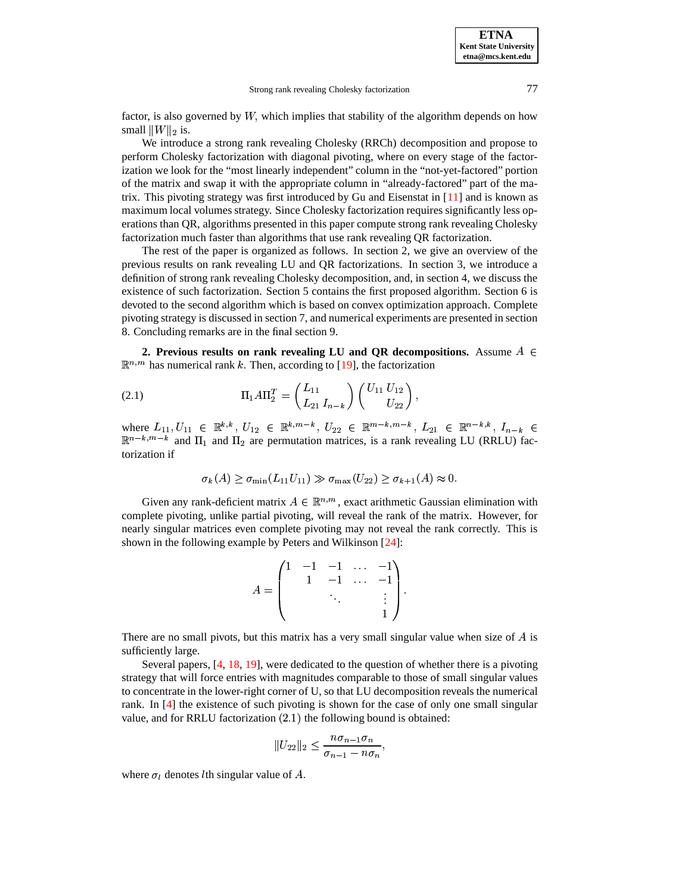factor, is also governed by $W$, which implies that stability of the algorithm depends on how small $\|W\|_2$ is.

We introduce a strong rank revealing Cholesky (RRCh) decomposition and propose to perform Cholesky factorization with diagonal pivoting, where on every stage of the factorization we look for the "most linearly independent" column in the "not-yet-factored" portion of the matrix and swap it with the appropriate column in "already-factored" part of the matrix. This pivoting strategy was first introduced by Gu and Eisenstat in [11] and is known as maximum local volumes strategy. Since Cholesky factorization requires significantly less operations than QR, algorithms presented in this paper compute strong rank revealing Cholesky factorization much faster than algorithms that use rank revealing QR factorization.

The rest of the paper is organized as follows. In section 2, we give an overview of the previous results on rank revealing LU and QR factorizations. In section 3, we introduce a definition of strong rank revealing Cholesky decomposition, and, in section 4, we discuss the existence of such factorization. Section 5 contains the first proposed algorithm. Section 6 is devoted to the second algorithm which is based on convex optimization approach. Complete pivoting strategy is discussed in section 7, and numerical experiments are presented in section 8. Concluding remarks are in the final section 9.

## 2. Previous results on rank revealing LU and QR decompositions.

Assume $A \in \mathbb{R}^{n,m}$ has numerical rank $k$. Then, according to [19], the factorization

$$\Pi_1 A \Pi_2^T = \begin{pmatrix} L_{11} & \\ L_{21} & I_{n-k} \end{pmatrix} \begin{pmatrix} U_{11} & U_{12} \\ & U_{22} \end{pmatrix}, \tag{2.1}$$

where $L_{11}, U_{11} \in \mathbb{R}^{k,k}$, $U_{12} \in \mathbb{R}^{k,m-k}$, $U_{22} \in \mathbb{R}^{m-k,m-k}$, $L_{21} \in \mathbb{R}^{n-k,k}$, $I_{n-k} \in \mathbb{R}^{n-k,m-k}$ and $\Pi_1$ and $\Pi_2$ are permutation matrices, is a rank revealing LU (RRLU) factorization if

$$\sigma_k(A) \geq \sigma_{\min}(L_{11}U_{11}) \gg \sigma_{\max}(U_{22}) \geq \sigma_{k+1}(A) \approx 0.$$

Given any rank-deficient matrix $A \in \mathbb{R}^{n,m}$, exact arithmetic Gaussian elimination with complete pivoting, unlike partial pivoting, will reveal the rank of the matrix. However, for nearly singular matrices even complete pivoting may not reveal the rank correctly. This is shown in the following example by Peters and Wilkinson [24]:

$$A = \begin{pmatrix} 1 & -1 & -1 & \dots & -1 \\ & 1 & -1 & \dots & -1 \\ & & \ddots & & \vdots \\ & & & & 1 \end{pmatrix}.$$

There are no small pivots, but this matrix has a very small singular value when size of $A$ is sufficiently large.

Several papers, [4, 18, 19], were dedicated to the question of whether there is a pivoting strategy that will force entries with magnitudes comparable to those of small singular values to concentrate in the lower-right corner of U, so that LU decomposition reveals the numerical rank. In [4] the existence of such pivoting is shown for the case of only one small singular value, and for RRLU factorization $(2.1)$ the following bound is obtained:

$$\|U_{22}\|_2 \leq \frac{n\sigma_{n-1}\sigma_n}{\sigma_{n-1} - n\sigma_n},$$

where $\sigma_l$ denotes $l$th singular value of $A$.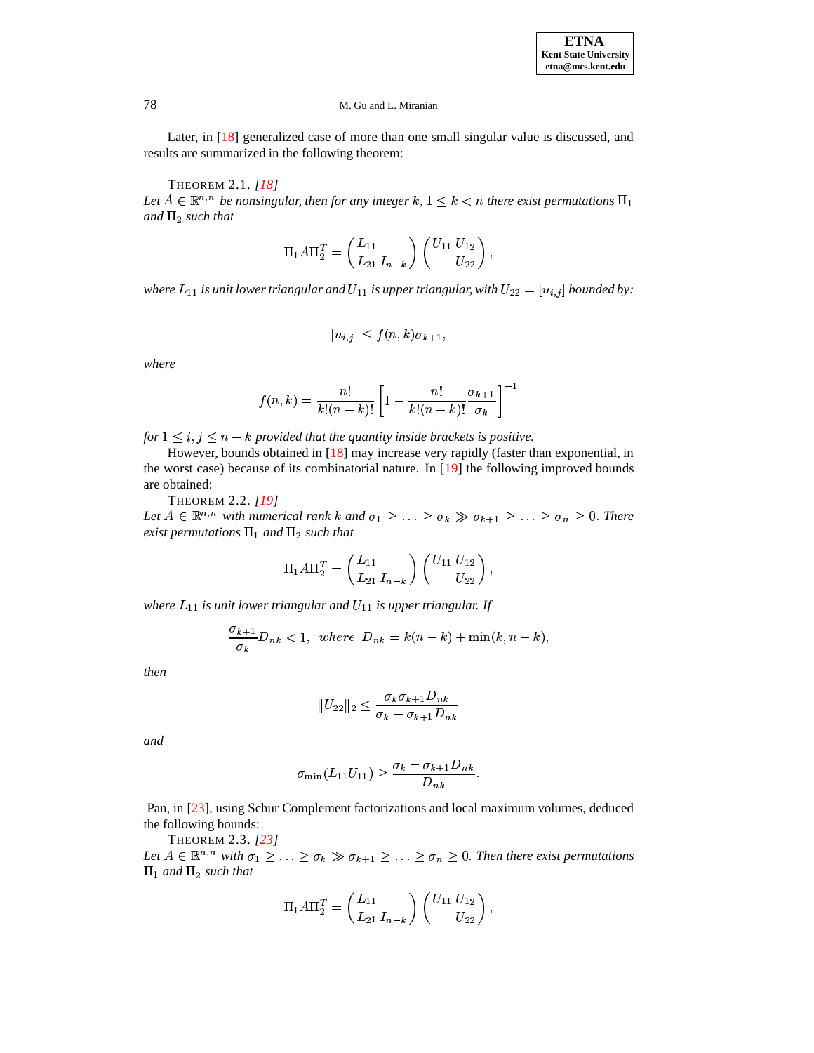Later, in [18] generalized case of more than one small singular value is discussed, and results are summarized in the following theorem:

THEOREM 2.1. *[18]*
*Let $A \in \mathbb{R}^{n,n}$ be nonsingular, then for any integer $k$, $1 \leq k < n$ there exist permutations $\Pi_1$ and $\Pi_2$ such that*

$$\Pi_1 A \Pi_2^T = \begin{pmatrix} L_{11} & \\ L_{21} & I_{n-k} \end{pmatrix} \begin{pmatrix} U_{11} & U_{12} \\ & U_{22} \end{pmatrix},$$

*where $L_{11}$ is unit lower triangular and $U_{11}$ is upper triangular, with $U_{22} = [u_{i,j}]$ bounded by:*

$$|u_{i,j}| \leq f(n,k)\sigma_{k+1},$$

*where*

$$f(n,k) = \frac{n!}{k!(n-k)!}\left[1 - \frac{n!}{k!(n-k)!}\frac{\sigma_{k+1}}{\sigma_k}\right]^{-1}$$

*for $1 \leq i,j \leq n-k$ provided that the quantity inside brackets is positive.*

However, bounds obtained in [18] may increase very rapidly (faster than exponential, in the worst case) because of its combinatorial nature. In [19] the following improved bounds are obtained:

THEOREM 2.2. *[19]*
*Let $A \in \mathbb{R}^{n,n}$ with numerical rank $k$ and $\sigma_1 \geq \ldots \geq \sigma_k \gg \sigma_{k+1} \geq \ldots \geq \sigma_n \geq 0$. There exist permutations $\Pi_1$ and $\Pi_2$ such that*

$$\Pi_1 A \Pi_2^T = \begin{pmatrix} L_{11} & \\ L_{21} & I_{n-k} \end{pmatrix} \begin{pmatrix} U_{11} & U_{12} \\ & U_{22} \end{pmatrix},$$

*where $L_{11}$ is unit lower triangular and $U_{11}$ is upper triangular. If*

$$\frac{\sigma_{k+1}}{\sigma_k} D_{nk} < 1, \ \ where \ \ D_{nk} = k(n-k) + \min(k, n-k),$$

*then*

$$\|U_{22}\|_2 \leq \frac{\sigma_k \sigma_{k+1} D_{nk}}{\sigma_k - \sigma_{k+1} D_{nk}}$$

*and*

$$\sigma_{\min}(L_{11}U_{11}) \geq \frac{\sigma_k - \sigma_{k+1} D_{nk}}{D_{nk}}.$$

Pan, in [23], using Schur Complement factorizations and local maximum volumes, deduced the following bounds:

THEOREM 2.3. *[23]*
*Let $A \in \mathbb{R}^{n,n}$ with $\sigma_1 \geq \ldots \geq \sigma_k \gg \sigma_{k+1} \geq \ldots \geq \sigma_n \geq 0$. Then there exist permutations $\Pi_1$ and $\Pi_2$ such that*

$$\Pi_1 A \Pi_2^T = \begin{pmatrix} L_{11} & \\ L_{21} & I_{n-k} \end{pmatrix} \begin{pmatrix} U_{11} & U_{12} \\ & U_{22} \end{pmatrix},$$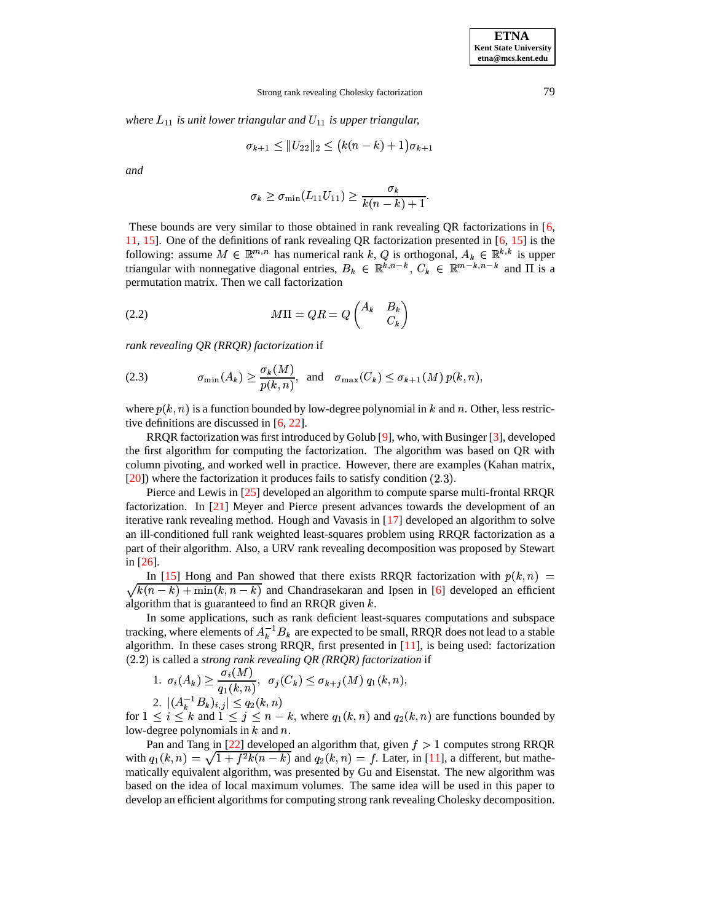*where $L_{11}$ is unit lower triangular and $U_{11}$ is upper triangular,*

$$\sigma_{k+1} \leq \|U_{22}\|_2 \leq \big(k(n-k)+1\big)\sigma_{k+1}$$

*and*

$$\sigma_k \geq \sigma_{\min}(L_{11}U_{11}) \geq \frac{\sigma_k}{k(n-k)+1}.$$

These bounds are very similar to those obtained in rank revealing QR factorizations in [6, 11, 15]. One of the definitions of rank revealing QR factorization presented in [6, 15] is the following: assume $M \in \mathbb{R}^{m,n}$ has numerical rank $k$, $Q$ is orthogonal, $A_k \in \mathbb{R}^{k,k}$ is upper triangular with nonnegative diagonal entries, $B_k \in \mathbb{R}^{k,n-k}$, $C_k \in \mathbb{R}^{m-k,n-k}$ and $\Pi$ is a permutation matrix. Then we call factorization

$$M\Pi = QR = Q\begin{pmatrix} A_k & B_k \\ & C_k \end{pmatrix} \tag{2.2}$$

*rank revealing QR (RRQR) factorization* if

$$\sigma_{\min}(A_k) \geq \frac{\sigma_k(M)}{p(k,n)}, \quad \text{and} \quad \sigma_{\max}(C_k) \leq \sigma_{k+1}(M)\, p(k,n), \tag{2.3}$$

where $p(k,n)$ is a function bounded by low-degree polynomial in $k$ and $n$. Other, less restrictive definitions are discussed in [6, 22].

RRQR factorization was first introduced by Golub [9], who, with Businger [3], developed the first algorithm for computing the factorization. The algorithm was based on QR with column pivoting, and worked well in practice. However, there are examples (Kahan matrix, [20]) where the factorization it produces fails to satisfy condition $(2.3)$.

Pierce and Lewis in [25] developed an algorithm to compute sparse multi-frontal RRQR factorization. In [21] Meyer and Pierce present advances towards the development of an iterative rank revealing method. Hough and Vavasis in [17] developed an algorithm to solve an ill-conditioned full rank weighted least-squares problem using RRQR factorization as a part of their algorithm. Also, a URV rank revealing decomposition was proposed by Stewart in [26].

In [15] Hong and Pan showed that there exists RRQR factorization with $p(k,n) = \sqrt{k(n-k)+\min(k,n-k)}$ and Chandrasekaran and Ipsen in [6] developed an efficient algorithm that is guaranteed to find an RRQR given $k$.

In some applications, such as rank deficient least-squares computations and subspace tracking, where elements of $A_k^{-1}B_k$ are expected to be small, RRQR does not lead to a stable algorithm. In these cases strong RRQR, first presented in [11], is being used: factorization $(2.2)$ is called a *strong rank revealing QR (RRQR) factorization* if

1. $\sigma_i(A_k) \geq \dfrac{\sigma_i(M)}{q_1(k,n)}$, $\sigma_j(C_k) \leq \sigma_{k+j}(M)\, q_1(k,n)$,
2. $|(A_k^{-1}B_k)_{i,j}| \leq q_2(k,n)$

for $1 \leq i \leq k$ and $1 \leq j \leq n-k$, where $q_1(k,n)$ and $q_2(k,n)$ are functions bounded by low-degree polynomials in $k$ and $n$.

Pan and Tang in [22] developed an algorithm that, given $f > 1$ computes strong RRQR with $q_1(k,n) = \sqrt{1+f^2k(n-k)}$ and $q_2(k,n) = f$. Later, in [11], a different, but mathematically equivalent algorithm, was presented by Gu and Eisenstat. The new algorithm was based on the idea of local maximum volumes. The same idea will be used in this paper to develop an efficient algorithms for computing strong rank revealing Cholesky decomposition.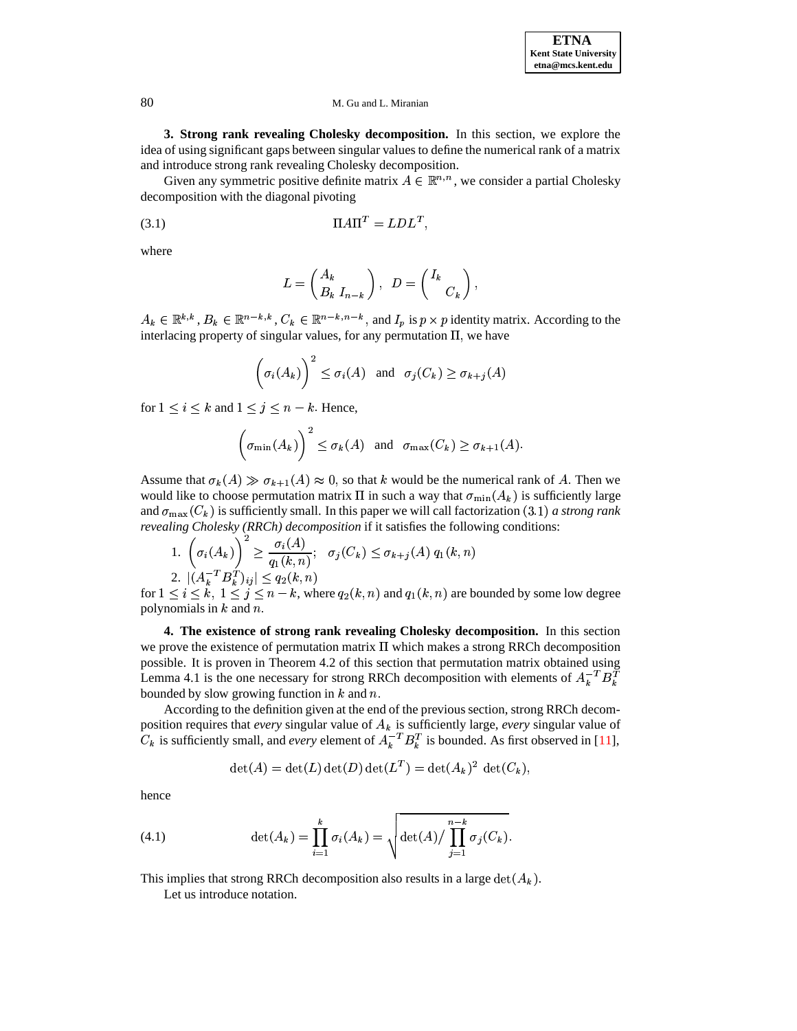**3. Strong rank revealing Cholesky decomposition.** In this section, we explore the idea of using significant gaps between singular values to define the numerical rank of a matrix and introduce strong rank revealing Cholesky decomposition.

Given any symmetric positive definite matrix $A \in \mathbb{R}^{n,n}$, we consider a partial Cholesky decomposition with the diagonal pivoting

$$\Pi A \Pi^T = LDL^T, \tag{3.1}$$

where

$$L = \begin{pmatrix} A_k & \\ B_k & I_{n-k} \end{pmatrix}, \quad D = \begin{pmatrix} I_k & \\ & C_k \end{pmatrix},$$

$A_k \in \mathbb{R}^{k,k}$, $B_k \in \mathbb{R}^{n-k,k}$, $C_k \in \mathbb{R}^{n-k,n-k}$, and $I_p$ is $p \times p$ identity matrix. According to the interlacing property of singular values, for any permutation $\Pi$, we have

$$\left(\sigma_i(A_k)\right)^2 \leq \sigma_i(A) \quad \text{and} \quad \sigma_j(C_k) \geq \sigma_{k+j}(A)$$

for $1 \leq i \leq k$ and $1 \leq j \leq n-k$. Hence,

$$\left(\sigma_{\min}(A_k)\right)^2 \leq \sigma_k(A) \quad \text{and} \quad \sigma_{\max}(C_k) \geq \sigma_{k+1}(A).$$

Assume that $\sigma_k(A) \gg \sigma_{k+1}(A) \approx 0$, so that $k$ would be the numerical rank of $A$. Then we would like to choose permutation matrix $\Pi$ in such a way that $\sigma_{\min}(A_k)$ is sufficiently large and $\sigma_{\max}(C_k)$ is sufficiently small. In this paper we will call factorization $(3.1)$ *a strong rank revealing Cholesky (RRCh) decomposition* if it satisfies the following conditions:

1. $\left(\sigma_i(A_k)\right)^2 \geq \dfrac{\sigma_i(A)}{q_1(k,n)}; \quad \sigma_j(C_k) \leq \sigma_{k+j}(A)\, q_1(k,n)$
2. $|(A_k^{-T}B_k^T)_{ij}| \leq q_2(k,n)$

for $1 \leq i \leq k,\ 1 \leq j \leq n-k$, where $q_2(k,n)$ and $q_1(k,n)$ are bounded by some low degree polynomials in $k$ and $n$.

**4. The existence of strong rank revealing Cholesky decomposition.** In this section we prove the existence of permutation matrix $\Pi$ which makes a strong RRCh decomposition possible. It is proven in Theorem 4.2 of this section that permutation matrix obtained using Lemma 4.1 is the one necessary for strong RRCh decomposition with elements of $A_k^{-T}B_k^T$ bounded by slow growing function in $k$ and $n$.

According to the definition given at the end of the previous section, strong RRCh decomposition requires that *every* singular value of $A_k$ is sufficiently large, *every* singular value of $C_k$ is sufficiently small, and *every* element of $A_k^{-T}B_k^T$ is bounded. As first observed in [11],

$$\det(A) = \det(L)\det(D)\det(L^T) = \det(A_k)^2\ \det(C_k),$$

hence

$$\det(A_k) = \prod_{i=1}^{k} \sigma_i(A_k) = \sqrt{\det(A) / \prod_{j=1}^{n-k} \sigma_j(C_k)}. \tag{4.1}$$

This implies that strong RRCh decomposition also results in a large $\det(A_k)$.

Let us introduce notation.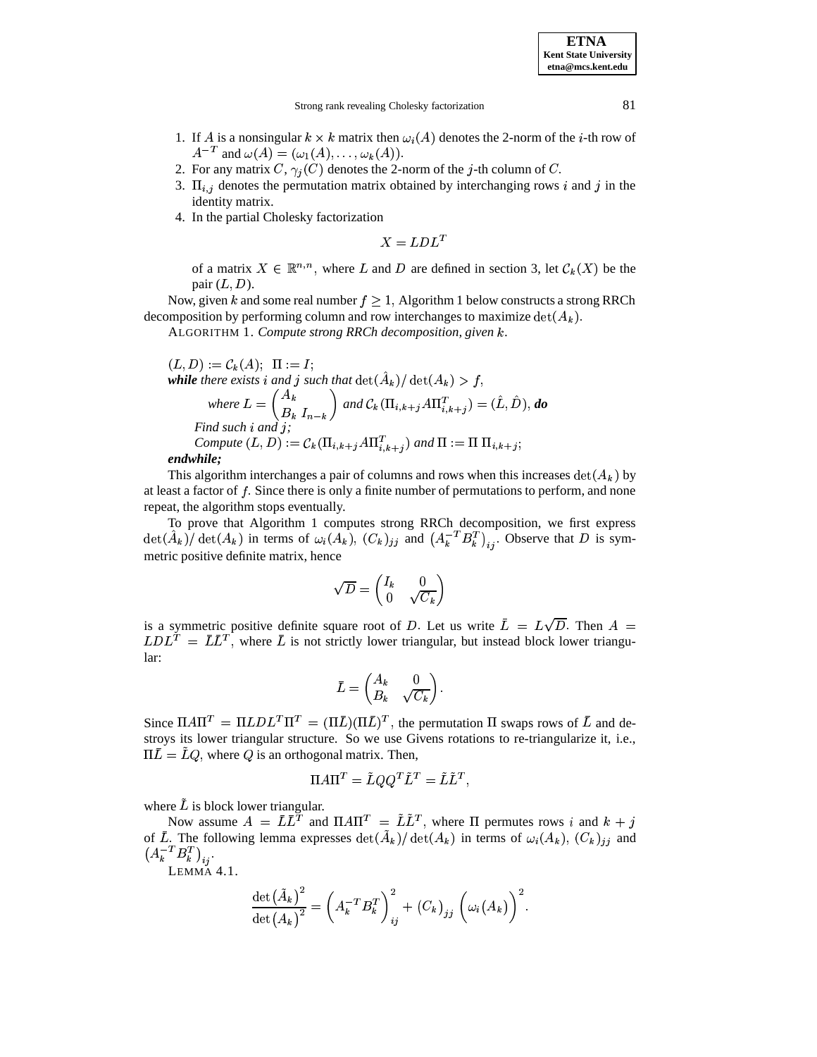1. If $A$ is a nonsingular $k \times k$ matrix then $\omega_i(A)$ denotes the 2-norm of the $i$-th row of $A^{-T}$ and $\omega(A) = (\omega_1(A), \ldots, \omega_k(A))$.
2. For any matrix $C$, $\gamma_j(C)$ denotes the 2-norm of the $j$-th column of $C$.
3. $\Pi_{i,j}$ denotes the permutation matrix obtained by interchanging rows $i$ and $j$ in the identity matrix.
4. In the partial Cholesky factorization

$$X = LDL^T$$

of a matrix $X \in \mathbb{R}^{n,n}$, where $L$ and $D$ are defined in section 3, let $\mathcal{C}_k(X)$ be the pair $(L, D)$.

Now, given $k$ and some real number $f \geq 1$, Algorithm 1 below constructs a strong RRCh decomposition by performing column and row interchanges to maximize $\det(A_k)$.

ALGORITHM 1. *Compute strong RRCh decomposition, given $k$.*

$(L, D) := \mathcal{C}_k(A)$; $\Pi := I$;
***while*** *there exists $i$ and $j$ such that* $\det(\hat{A}_k)/\det(A_k) > f$,
  *where* $L = \begin{pmatrix} A_k & \\ B_k & I_{n-k} \end{pmatrix}$ *and* $\mathcal{C}_k(\Pi_{i,k+j} A \Pi_{i,k+j}^T) = (\hat{L}, \hat{D})$, ***do***
  *Find such $i$ and $j$;*
  *Compute* $(L, D) := \mathcal{C}_k(\Pi_{i,k+j} A \Pi_{i,k+j}^T)$ *and* $\Pi := \Pi \, \Pi_{i,k+j}$;
***endwhile;***

This algorithm interchanges a pair of columns and rows when this increases $\det(A_k)$ by at least a factor of $f$. Since there is only a finite number of permutations to perform, and none repeat, the algorithm stops eventually.

To prove that Algorithm 1 computes strong RRCh decomposition, we first express $\det(\hat{A}_k)/\det(A_k)$ in terms of $\omega_i(A_k)$, $(C_k)_{jj}$ and $\left(A_k^{-T} B_k^T\right)_{ij}$. Observe that $D$ is symmetric positive definite matrix, hence

$$\sqrt{D} = \begin{pmatrix} I_k & 0 \\ 0 & \sqrt{C_k} \end{pmatrix}$$

is a symmetric positive definite square root of $D$. Let us write $\bar{L} = L\sqrt{D}$. Then $A = LDL^T = \bar{L}\bar{L}^T$, where $\bar{L}$ is not strictly lower triangular, but instead block lower triangular:

$$\bar{L} = \begin{pmatrix} A_k & 0 \\ B_k & \sqrt{C_k} \end{pmatrix}.$$

Since $\Pi A \Pi^T = \Pi LDL^T \Pi^T = (\Pi \bar{L})(\Pi \bar{L})^T$, the permutation $\Pi$ swaps rows of $\bar{L}$ and destroys its lower triangular structure. So we use Givens rotations to re-triangularize it, i.e., $\Pi \bar{L} = \tilde{L} Q$, where $Q$ is an orthogonal matrix. Then,

$$\Pi A \Pi^T = \tilde{L} Q Q^T \tilde{L}^T = \tilde{L}\tilde{L}^T,$$

where $\tilde{L}$ is block lower triangular.

Now assume $A = \bar{L}\bar{L}^T$ and $\Pi A \Pi^T = \tilde{L}\tilde{L}^T$, where $\Pi$ permutes rows $i$ and $k+j$ of $\bar{L}$. The following lemma expresses $\det(\tilde{A}_k)/\det(A_k)$ in terms of $\omega_i(A_k)$, $(C_k)_{jj}$ and $\left(A_k^{-T} B_k^T\right)_{ij}$.

LEMMA 4.1.

$$\frac{\det\left(\tilde{A}_k\right)^2}{\det\left(A_k\right)^2} = \left(A_k^{-T} B_k^T\right)_{ij}^2 + \left(C_k\right)_{jj} \left(\omega_i\left(A_k\right)\right)^2.$$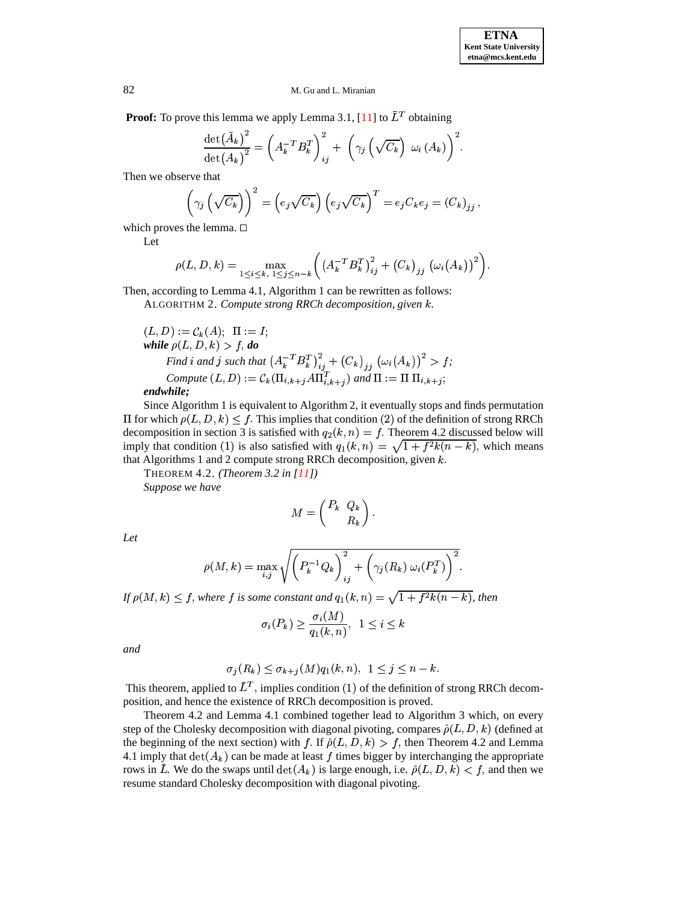**Proof:** To prove this lemma we apply Lemma 3.1, [11] to $\bar{L}^T$ obtaining

$$\frac{\det\left(\tilde{A}_k\right)^2}{\det\left(A_k\right)^2} = \left(A_k^{-T} B_k^T\right)_{ij}^2 + \left(\gamma_j\left(\sqrt{C_k}\right)\ \omega_i\left(A_k\right)\right)^2.$$

Then we observe that

$$\left(\gamma_j\left(\sqrt{C_k}\right)\right)^2 = \left(e_j\sqrt{C_k}\right)\left(e_j\sqrt{C_k}\right)^T = e_j C_k e_j = \left(C_k\right)_{jj},$$

which proves the lemma. □

Let

$$\rho(L, D, k) = \max_{1 \le i \le k,\ 1 \le j \le n-k}\left(\left(A_k^{-T} B_k^T\right)_{ij}^2 + \left(C_k\right)_{jj}\left(\omega_i(A_k)\right)^2\right).$$

Then, according to Lemma 4.1, Algorithm 1 can be rewritten as follows:

ALGORITHM 2. *Compute strong RRCh decomposition, given $k$.*

$(L, D) := \mathcal{C}_k(A)$; $\Pi := I$;
***while*** $\rho(L, D, k) > f$, ***do***
  *Find $i$ and $j$ such that* $\left(A_k^{-T} B_k^T\right)_{ij}^2 + \left(C_k\right)_{jj}\left(\omega_i(A_k)\right)^2 > f$;
  *Compute* $(L, D) := \mathcal{C}_k(\Pi_{i,k+j} A \Pi_{i,k+j}^T)$ *and* $\Pi := \Pi\, \Pi_{i,k+j}$;
***endwhile;***

Since Algorithm 1 is equivalent to Algorithm 2, it eventually stops and finds permutation $\Pi$ for which $\rho(L, D, k) \le f$. This implies that condition (2) of the definition of strong RRCh decomposition in section 3 is satisfied with $q_2(k, n) = f$. Theorem 4.2 discussed below will imply that condition (1) is also satisfied with $q_1(k, n) = \sqrt{1 + f^2 k(n-k)}$, which means that Algorithms 1 and 2 compute strong RRCh decomposition, given $k$.

THEOREM 4.2. *(Theorem 3.2 in [11])*
*Suppose we have*

$$M = \begin{pmatrix} P_k & Q_k \\ & R_k \end{pmatrix}.$$

*Let*

$$\rho(M, k) = \max_{i,j}\sqrt{\left(P_k^{-1} Q_k\right)_{ij}^2 + \left(\gamma_j(R_k)\ \omega_i(P_k^T)\right)^2}.$$

*If $\rho(M, k) \le f$, where $f$ is some constant and $q_1(k, n) = \sqrt{1 + f^2 k(n-k)}$, then*

$$\sigma_i(P_k) \ge \frac{\sigma_i(M)}{q_1(k, n)}, \quad 1 \le i \le k$$

*and*

$$\sigma_j(R_k) \le \sigma_{k+j}(M) q_1(k, n), \quad 1 \le j \le n-k.$$

This theorem, applied to $\bar{L}^T$, implies condition (1) of the definition of strong RRCh decomposition, and hence the existence of RRCh decomposition is proved.

Theorem 4.2 and Lemma 4.1 combined together lead to Algorithm 3 which, on every step of the Cholesky decomposition with diagonal pivoting, compares $\hat{\rho}(L, D, k)$ (defined at the beginning of the next section) with $f$. If $\hat{\rho}(L, D, k) > f$, then Theorem 4.2 and Lemma 4.1 imply that $\det(A_k)$ can be made at least $f$ times bigger by interchanging the appropriate rows in $\bar{L}$. We do the swaps until $\det(A_k)$ is large enough, i.e. $\hat{\rho}(L, D, k) < f$, and then we resume standard Cholesky decomposition with diagonal pivoting.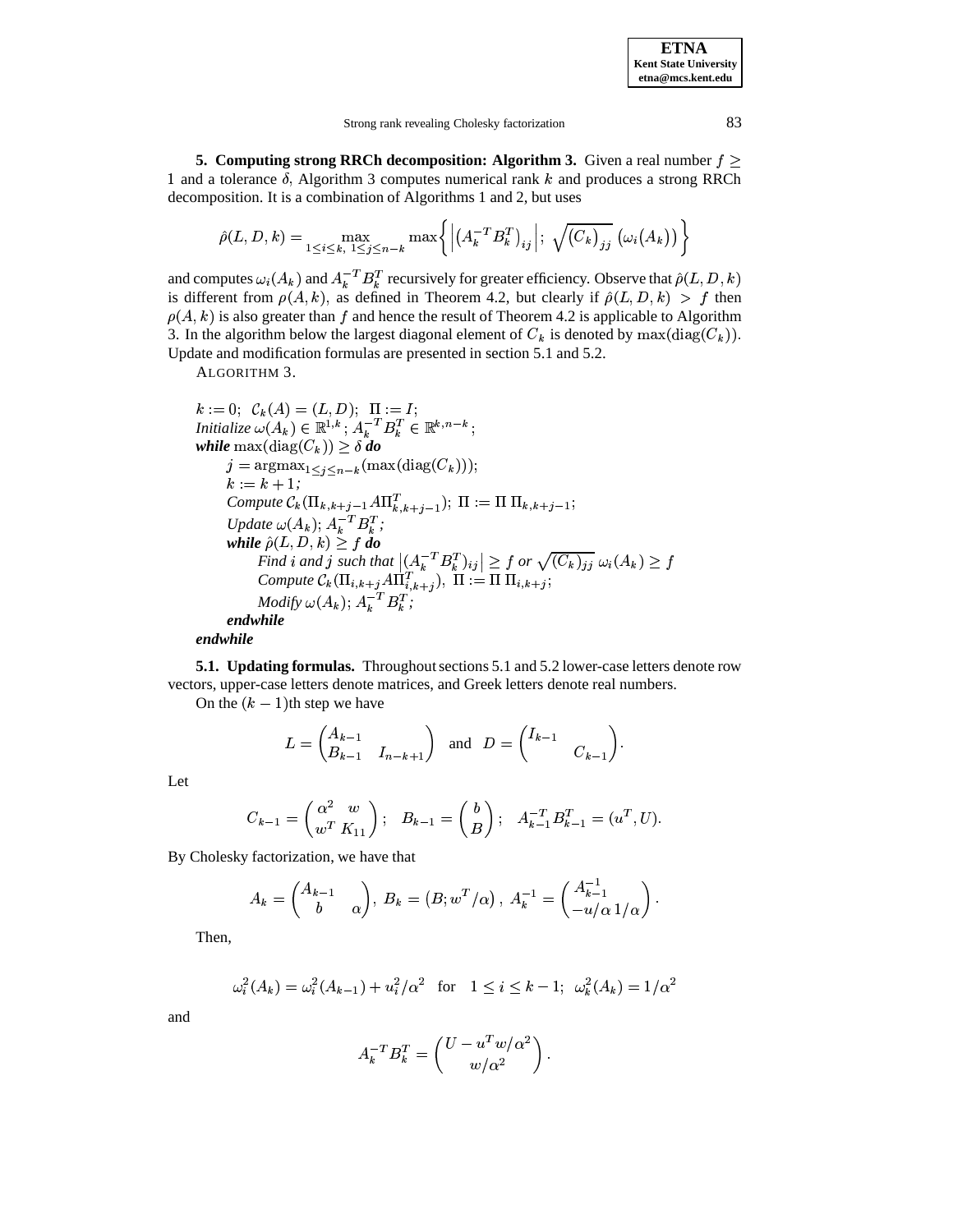**5. Computing strong RRCh decomposition: Algorithm 3.** Given a real number $f \geq 1$ and a tolerance $\delta$, Algorithm 3 computes numerical rank $k$ and produces a strong RRCh decomposition. It is a combination of Algorithms 1 and 2, but uses

$$\hat{\rho}(L, D, k) = \max_{1 \leq i \leq k,\ 1 \leq j \leq n-k} \max\left\{ \left| \left(A_k^{-T} B_k^T\right)_{ij} \right|;\ \sqrt{\left(C_k\right)_{jj}}\ \left(\omega_i(A_k)\right) \right\}$$

and computes $\omega_i(A_k)$ and $A_k^{-T} B_k^T$ recursively for greater efficiency. Observe that $\hat{\rho}(L, D, k)$ is different from $\rho(A, k)$, as defined in Theorem 4.2, but clearly if $\hat{\rho}(L, D, k) > f$ then $\rho(A, k)$ is also greater than $f$ and hence the result of Theorem 4.2 is applicable to Algorithm 3. In the algorithm below the largest diagonal element of $C_k$ is denoted by $\max(\mathrm{diag}(C_k))$. Update and modification formulas are presented in section 5.1 and 5.2.

ALGORITHM 3.

$k := 0$; $\mathcal{C}_k(A) = (L, D)$; $\Pi := I$;
*Initialize* $\omega(A_k) \in \mathbb{R}^{1,k}$; $A_k^{-T} B_k^T \in \mathbb{R}^{k, n-k}$;
***while*** $\max(\mathrm{diag}(C_k)) \geq \delta$ ***do***
&nbsp;&nbsp;&nbsp;&nbsp;$j = \mathrm{argmax}_{1 \leq j \leq n-k}(\max(\mathrm{diag}(C_k)))$;
&nbsp;&nbsp;&nbsp;&nbsp;$k := k + 1$;
&nbsp;&nbsp;&nbsp;&nbsp;*Compute* $\mathcal{C}_k(\Pi_{k,k+j-1} A \Pi_{k,k+j-1}^T)$; $\Pi := \Pi\, \Pi_{k,k+j-1}$;
&nbsp;&nbsp;&nbsp;&nbsp;*Update* $\omega(A_k)$; $A_k^{-T} B_k^T$;
&nbsp;&nbsp;&nbsp;&nbsp;***while*** $\hat{\rho}(L, D, k) \geq f$ ***do***
&nbsp;&nbsp;&nbsp;&nbsp;&nbsp;&nbsp;&nbsp;&nbsp;*Find* $i$ *and* $j$ *such that* $\left|(A_k^{-T} B_k^T)_{ij}\right| \geq f$ *or* $\sqrt{(C_k)_{jj}}\ \omega_i(A_k) \geq f$
&nbsp;&nbsp;&nbsp;&nbsp;&nbsp;&nbsp;&nbsp;&nbsp;*Compute* $\mathcal{C}_k(\Pi_{i,k+j} A \Pi_{i,k+j}^T)$, $\Pi := \Pi\, \Pi_{i,k+j}$;
&nbsp;&nbsp;&nbsp;&nbsp;&nbsp;&nbsp;&nbsp;&nbsp;*Modify* $\omega(A_k)$; $A_k^{-T} B_k^T$;
&nbsp;&nbsp;&nbsp;&nbsp;***endwhile***
***endwhile***

**5.1. Updating formulas.** Throughout sections 5.1 and 5.2 lower-case letters denote row vectors, upper-case letters denote matrices, and Greek letters denote real numbers.

On the $(k-1)$th step we have

$$L = \begin{pmatrix} A_{k-1} & \\ B_{k-1} & I_{n-k+1} \end{pmatrix} \quad \text{and} \quad D = \begin{pmatrix} I_{k-1} & \\ & C_{k-1} \end{pmatrix}.$$

Let

$$C_{k-1} = \begin{pmatrix} \alpha^2 & w \\ w^T & K_{11} \end{pmatrix}; \quad B_{k-1} = \begin{pmatrix} b \\ B \end{pmatrix}; \quad A_{k-1}^{-T} B_{k-1}^T = (u^T, U).$$

By Cholesky factorization, we have that

$$A_k = \begin{pmatrix} A_{k-1} & \\ b & \alpha \end{pmatrix},\ B_k = \left(B; w^T/\alpha\right),\ A_k^{-1} = \begin{pmatrix} A_{k-1}^{-1} & \\ -u/\alpha & 1/\alpha \end{pmatrix}.$$

Then,

$$\omega_i^2(A_k) = \omega_i^2(A_{k-1}) + u_i^2/\alpha^2 \quad \text{for} \quad 1 \leq i \leq k-1;\ \ \omega_k^2(A_k) = 1/\alpha^2$$

and

$$A_k^{-T} B_k^T = \begin{pmatrix} U - u^T w/\alpha^2 \\ w/\alpha^2 \end{pmatrix}.$$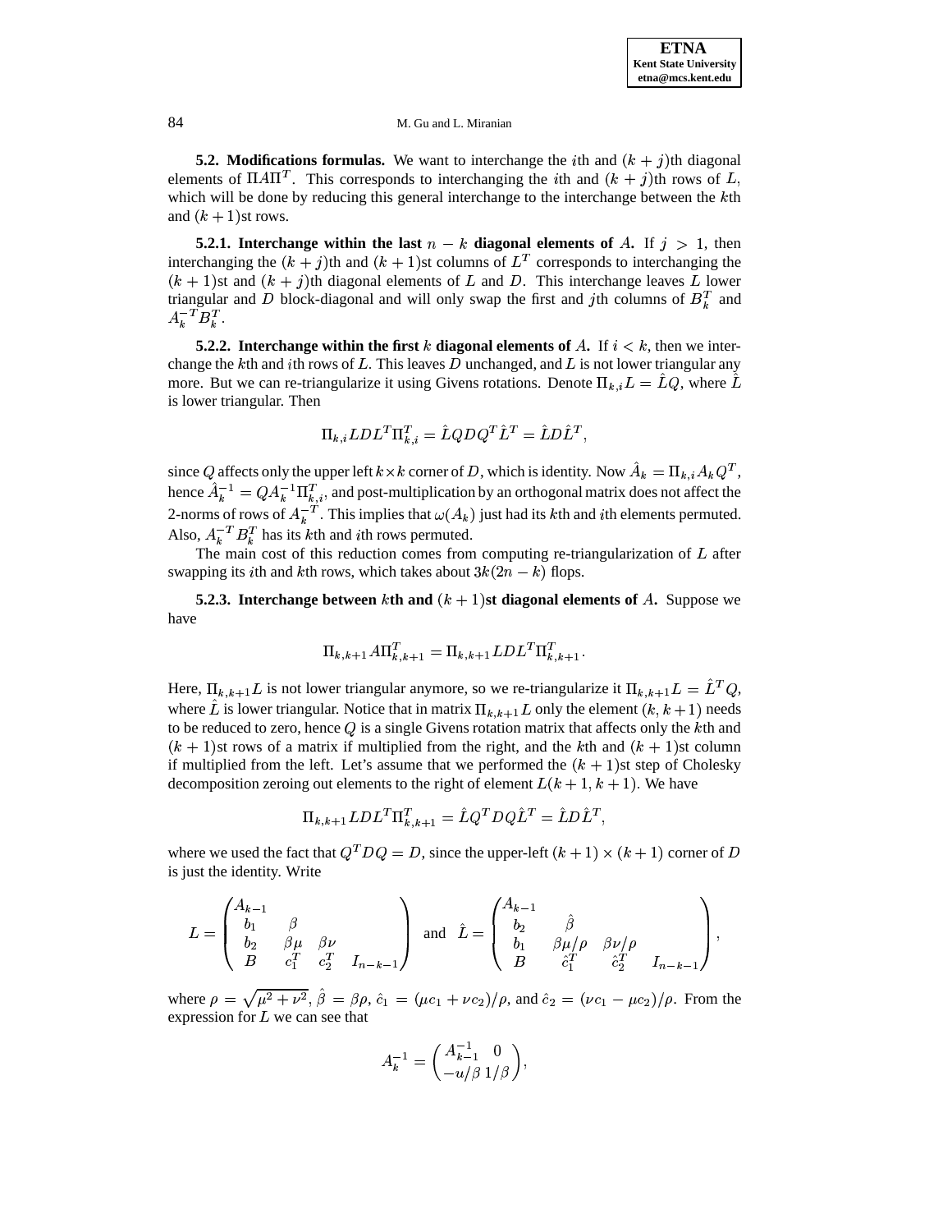### 5.2. Modifications formulas.

We want to interchange the $i$th and $(k+j)$th diagonal elements of $\Pi A \Pi^T$. This corresponds to interchanging the $i$th and $(k+j)$th rows of $L$, which will be done by reducing this general interchange to the interchange between the $k$th and $(k+1)$st rows.

#### 5.2.1. Interchange within the last $n-k$ diagonal elements of $A$.

If $j > 1$, then interchanging the $(k+j)$th and $(k+1)$st columns of $L^T$ corresponds to interchanging the $(k+1)$st and $(k+j)$th diagonal elements of $L$ and $D$. This interchange leaves $L$ lower triangular and $D$ block-diagonal and will only swap the first and $j$th columns of $B_k^T$ and $A_k^{-T} B_k^T$.

#### 5.2.2. Interchange within the first $k$ diagonal elements of $A$.

If $i < k$, then we interchange the $k$th and $i$th rows of $L$. This leaves $D$ unchanged, and $L$ is not lower triangular any more. But we can re-triangularize it using Givens rotations. Denote $\Pi_{k,i} L = \hat{L} Q$, where $\hat{L}$ is lower triangular. Then

$$\Pi_{k,i} L D L^T \Pi_{k,i}^T = \hat{L} Q D Q^T \hat{L}^T = \hat{L} D \hat{L}^T,$$

since $Q$ affects only the upper left $k \times k$ corner of $D$, which is identity. Now $\hat{A}_k = \Pi_{k,i} A_k Q^T$, hence $\hat{A}_k^{-1} = Q A_k^{-1} \Pi_{k,i}^T$, and post-multiplication by an orthogonal matrix does not affect the 2-norms of rows of $A_k^{-T}$. This implies that $\omega(A_k)$ just had its $k$th and $i$th elements permuted. Also, $A_k^{-T} B_k^T$ has its $k$th and $i$th rows permuted.

The main cost of this reduction comes from computing re-triangularization of $L$ after swapping its $i$th and $k$th rows, which takes about $3k(2n-k)$ flops.

#### 5.2.3. Interchange between $k$th and $(k+1)$st diagonal elements of $A$.

Suppose we have

$$\Pi_{k,k+1} A \Pi_{k,k+1}^T = \Pi_{k,k+1} L D L^T \Pi_{k,k+1}^T.$$

Here, $\Pi_{k,k+1} L$ is not lower triangular anymore, so we re-triangularize it $\Pi_{k,k+1} L = \hat{L}^T Q$, where $\hat{L}$ is lower triangular. Notice that in matrix $\Pi_{k,k+1} L$ only the element $(k, k+1)$ needs to be reduced to zero, hence $Q$ is a single Givens rotation matrix that affects only the $k$th and $(k+1)$st rows of a matrix if multiplied from the right, and the $k$th and $(k+1)$st column if multiplied from the left. Let's assume that we performed the $(k+1)$st step of Cholesky decomposition zeroing out elements to the right of element $L(k+1, k+1)$. We have

$$\Pi_{k,k+1} L D L^T \Pi_{k,k+1}^T = \hat{L} Q^T D Q \hat{L}^T = \hat{L} D \hat{L}^T,$$

where we used the fact that $Q^T D Q = D$, since the upper-left $(k+1) \times (k+1)$ corner of $D$ is just the identity. Write

$$L = \begin{pmatrix} A_{k-1} & & & \\ b_1 & \beta & & \\ b_2 & \beta\mu & \beta\nu & \\ B & c_1^T & c_2^T & I_{n-k-1} \end{pmatrix} \quad \text{and} \quad \hat{L} = \begin{pmatrix} A_{k-1} & & & \\ b_2 & \hat{\beta} & & \\ b_1 & \beta\mu/\rho & \beta\nu/\rho & \\ B & \hat{c}_1^T & \hat{c}_2^T & I_{n-k-1} \end{pmatrix},$$

where $\rho = \sqrt{\mu^2 + \nu^2}$, $\hat{\beta} = \beta\rho$, $\hat{c}_1 = (\mu c_1 + \nu c_2)/\rho$, and $\hat{c}_2 = (\nu c_1 - \mu c_2)/\rho$. From the expression for $L$ we can see that

$$A_k^{-1} = \begin{pmatrix} A_{k-1}^{-1} & 0 \\ -u/\beta & 1/\beta \end{pmatrix},$$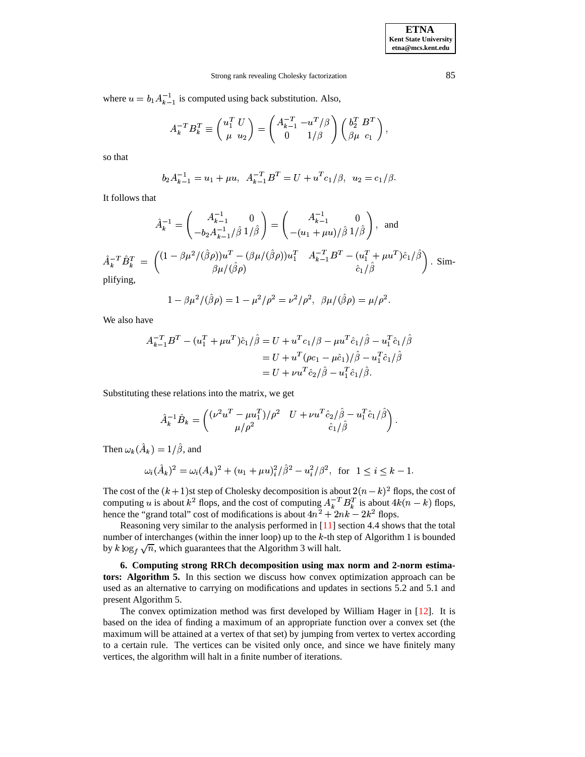where $u = b_1 A_{k-1}^{-1}$ is computed using back substitution. Also,

$$A_k^{-T} B_k^T \equiv \begin{pmatrix} u_1^T & U \\ \mu & u_2 \end{pmatrix} = \begin{pmatrix} A_{k-1}^{-T} & -u^T/\beta \\ 0 & 1/\beta \end{pmatrix} \begin{pmatrix} b_2^T & B^T \\ \beta\mu & c_1 \end{pmatrix},$$

so that

$$b_2 A_{k-1}^{-1} = u_1 + \mu u, \;\; A_{k-1}^{-T} B^T = U + u^T c_1/\beta, \;\; u_2 = c_1/\beta.$$

It follows that

$$\hat{A}_k^{-1} = \begin{pmatrix} A_{k-1}^{-1} & 0 \\ -b_2 A_{k-1}^{-1}/\hat{\beta} & 1/\hat{\beta} \end{pmatrix} = \begin{pmatrix} A_{k-1}^{-1} & 0 \\ -(u_1 + \mu u)/\hat{\beta} & 1/\hat{\beta} \end{pmatrix}, \;\; \text{and}$$

$$\hat{A}_k^{-T} \hat{B}_k^T = \begin{pmatrix} (1 - \beta\mu^2/(\hat{\beta}\rho))u^T - (\beta\mu/(\hat{\beta}\rho))u_1^T & A_{k-1}^{-T} B^T - (u_1^T + \mu u^T)\hat{c}_1/\hat{\beta} \\ \beta\mu/(\hat{\beta}\rho) & \hat{c}_1/\hat{\beta} \end{pmatrix}.$$ Simplifying,

$$1 - \beta\mu^2/(\hat{\beta}\rho) = 1 - \mu^2/\rho^2 = \nu^2/\rho^2, \;\; \beta\mu/(\hat{\beta}\rho) = \mu/\rho^2.$$

We also have

$$\begin{aligned} A_{k-1}^{-T} B^T - (u_1^T + \mu u^T)\hat{c}_1/\hat{\beta} &= U + u^T c_1/\beta - \mu u^T \hat{c}_1/\hat{\beta} - u_1^T \hat{c}_1/\hat{\beta} \\ &= U + u^T(\rho c_1 - \mu \hat{c}_1)/\hat{\beta} - u_1^T \hat{c}_1/\hat{\beta} \\ &= U + \nu u^T \hat{c}_2/\hat{\beta} - u_1^T \hat{c}_1/\hat{\beta}. \end{aligned}$$

Substituting these relations into the matrix, we get

$$\hat{A}_k^{-1} \hat{B}_k = \begin{pmatrix} (\nu^2 u^T - \mu u_1^T)/\rho^2 & U + \nu u^T \hat{c}_2/\hat{\beta} - u_1^T \hat{c}_1/\hat{\beta} \\ \mu/\rho^2 & \hat{c}_1/\hat{\beta} \end{pmatrix}.$$

Then $\omega_k(\hat{A}_k) = 1/\hat{\beta}$, and

$$\omega_i(\hat{A}_k)^2 = \omega_i(A_k)^2 + (u_1 + \mu u)_i^2/\hat{\beta}^2 - u_i^2/\beta^2, \;\; \text{for} \;\; 1 \le i \le k-1.$$

The cost of the $(k+1)$st step of Cholesky decomposition is about $2(n-k)^2$ flops, the cost of computing $u$ is about $k^2$ flops, and the cost of computing $A_k^{-T} B_k^T$ is about $4k(n-k)$ flops, hence the "grand total" cost of modifications is about $4n^2 + 2nk - 2k^2$ flops.

Reasoning very similar to the analysis performed in [11] section 4.4 shows that the total number of interchanges (within the inner loop) up to the $k$-th step of Algorithm 1 is bounded by $k \log_f \sqrt{n}$, which guarantees that the Algorithm 3 will halt.

## 6. Computing strong RRCh decomposition using max norm and 2-norm estimators: Algorithm 5.

In this section we discuss how convex optimization approach can be used as an alternative to carrying on modifications and updates in sections 5.2 and 5.1 and present Algorithm 5.

The convex optimization method was first developed by William Hager in [12]. It is based on the idea of finding a maximum of an appropriate function over a convex set (the maximum will be attained at a vertex of that set) by jumping from vertex to vertex according to a certain rule. The vertices can be visited only once, and since we have finitely many vertices, the algorithm will halt in a finite number of iterations.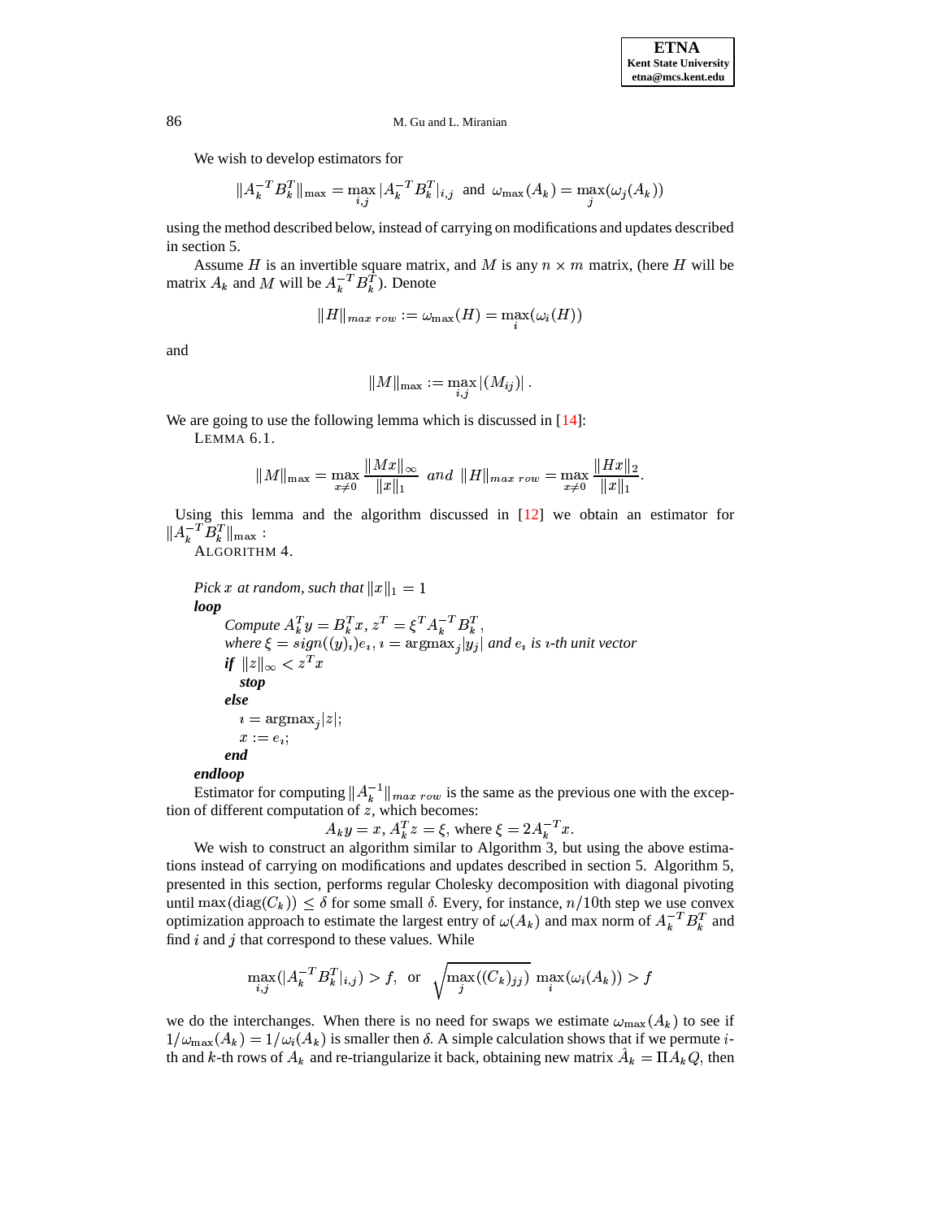We wish to develop estimators for

$$\|A_k^{-T}B_k^T\|_{\max} = \max_{i,j} |A_k^{-T}B_k^T|_{i,j} \text{ and } \omega_{\max}(A_k) = \max_j(\omega_j(A_k))$$

using the method described below, instead of carrying on modifications and updates described in section 5.

Assume $H$ is an invertible square matrix, and $M$ is any $n \times m$ matrix, (here $H$ will be matrix $A_k$ and $M$ will be $A_k^{-T}B_k^T$). Denote

$$\|H\|_{max\ row} := \omega_{\max}(H) = \max_i(\omega_i(H))$$

and

$$\|M\|_{\max} := \max_{i,j} |(M_{ij})| \,.$$

We are going to use the following lemma which is discussed in [14]:

LEMMA 6.1.

$$\|M\|_{\max} = \max_{x \neq 0} \frac{\|Mx\|_\infty}{\|x\|_1} \;\; and \;\; \|H\|_{max\ row} = \max_{x \neq 0} \frac{\|Hx\|_2}{\|x\|_1}.$$

Using this lemma and the algorithm discussed in [12] we obtain an estimator for $\|A_k^{-T}B_k^T\|_{\max}$ :

ALGORITHM 4.

*Pick $x$ at random, such that $\|x\|_1 = 1$*
***loop***
  *Compute $A_k^T y = B_k^T x$, $z^T = \xi^T A_k^{-T} B_k^T$,*
  *where $\xi = sign((y)_\imath)e_\imath$, $\imath = \text{argmax}_j |y_j|$ and $e_\imath$ is $\imath$-th unit vector*
  ***if*** $\|z\|_\infty < z^T x$
    ***stop***
  ***else***
    $\imath = \text{argmax}_j |z|$;
    $x := e_\imath$;
  ***end***
***endloop***

Estimator for computing $\|A_k^{-1}\|_{max\ row}$ is the same as the previous one with the exception of different computation of $z$, which becomes:

$$A_k y = x,\, A_k^T z = \xi, \text{ where } \xi = 2A_k^{-T}x.$$

We wish to construct an algorithm similar to Algorithm 3, but using the above estimations instead of carrying on modifications and updates described in section 5. Algorithm 5, presented in this section, performs regular Cholesky decomposition with diagonal pivoting until $\max(\text{diag}(C_k)) \leq \delta$ for some small $\delta$. Every, for instance, $n/10$th step we use convex optimization approach to estimate the largest entry of $\omega(A_k)$ and max norm of $A_k^{-T}B_k^T$ and find $i$ and $j$ that correspond to these values. While

$$\max_{i,j}(|A_k^{-T}B_k^T|_{i,j}) > f, \;\text{ or }\; \sqrt{\max_j((C_k)_{jj})}\;\max_i(\omega_i(A_k)) > f$$

we do the interchanges. When there is no need for swaps we estimate $\omega_{\max}(A_k)$ to see if $1/\omega_{\max}(A_k) = 1/\omega_i(A_k)$ is smaller then $\delta$. A simple calculation shows that if we permute $i$-th and $k$-th rows of $A_k$ and re-triangularize it back, obtaining new matrix $\hat{A}_k = \Pi A_k Q$, then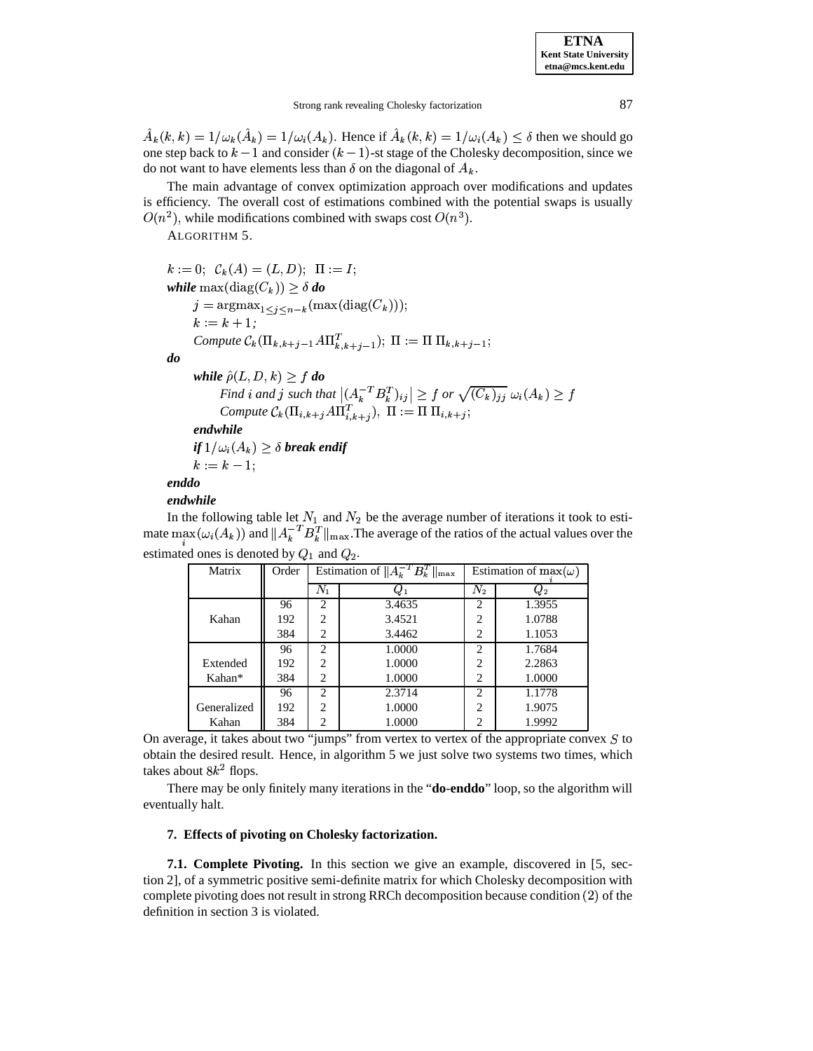$\hat{A}_k(k,k) = 1/\omega_k(\hat{A}_k) = 1/\omega_i(A_k)$. Hence if $\hat{A}_k(k,k) = 1/\omega_i(A_k) \leq \delta$ then we should go one step back to $k-1$ and consider $(k-1)$-st stage of the Cholesky decomposition, since we do not want to have elements less than $\delta$ on the diagonal of $A_k$.

The main advantage of convex optimization approach over modifications and updates is efficiency. The overall cost of estimations combined with the potential swaps is usually $O(n^2)$, while modifications combined with swaps cost $O(n^3)$.

ALGORITHM 5.

$k := 0;\ \mathcal{C}_k(A) = (L, D);\ \Pi := I;$
***while*** $\max(\text{diag}(C_k)) \geq \delta$ ***do***
  $j = \text{argmax}_{1 \leq j \leq n-k}(\max(\text{diag}(C_k)));$
  $k := k+1;$
  *Compute* $\mathcal{C}_k(\Pi_{k,k+j-1} A \Pi^T_{k,k+j-1});\ \Pi := \Pi\, \Pi_{k,k+j-1};$
***do***
  ***while*** $\hat{\rho}(L, D, k) \geq f$ ***do***
    *Find* $i$ *and* $j$ *such that* $\left|(A_k^{-T} B_k^T)_{ij}\right| \geq f$ *or* $\sqrt{(C_k)_{jj}}\ \omega_i(A_k) \geq f$
    *Compute* $\mathcal{C}_k(\Pi_{i,k+j} A \Pi^T_{i,k+j}),\ \Pi := \Pi\, \Pi_{i,k+j};$
  ***endwhile***
  ***if*** $1/\omega_i(A_k) \geq \delta$ ***break endif***
  $k := k-1;$
***enddo***
***endwhile***

In the following table let $N_1$ and $N_2$ be the average number of iterations it took to estimate $\max\limits_i(\omega_i(A_k))$ and $\|A_k^{-T} B_k^T\|_{\max}$. The average of the ratios of the actual values over the estimated ones is denoted by $Q_1$ and $Q_2$.

| Matrix | Order | Estimation of $\|A_k^{-T} B_k^T\|_{\max}$ | | Estimation of $\max\limits_i(\omega)$ | |
|---|---|---|---|---|---|
| | | $N_1$ | $Q_1$ | $N_2$ | $Q_2$ |
| | 96 | 2 | 3.4635 | 2 | 1.3955 |
| Kahan | 192 | 2 | 3.4521 | 2 | 1.0788 |
| | 384 | 2 | 3.4462 | 2 | 1.1053 |
| | 96 | 2 | 1.0000 | 2 | 1.7684 |
| Extended | 192 | 2 | 1.0000 | 2 | 2.2863 |
| Kahan* | 384 | 2 | 1.0000 | 2 | 1.0000 |
| | 96 | 2 | 2.3714 | 2 | 1.1778 |
| Generalized | 192 | 2 | 1.0000 | 2 | 1.9075 |
| Kahan | 384 | 2 | 1.0000 | 2 | 1.9992 |

On average, it takes about two "jumps" from vertex to vertex of the appropriate convex $S$ to obtain the desired result. Hence, in algorithm 5 we just solve two systems two times, which takes about $8k^2$ flops.

There may be only finitely many iterations in the "**do**-**enddo**" loop, so the algorithm will eventually halt.

## 7. Effects of pivoting on Cholesky factorization.

**7.1. Complete Pivoting.** In this section we give an example, discovered in [5, section 2], of a symmetric positive semi-definite matrix for which Cholesky decomposition with complete pivoting does not result in strong RRCh decomposition because condition (2) of the definition in section 3 is violated.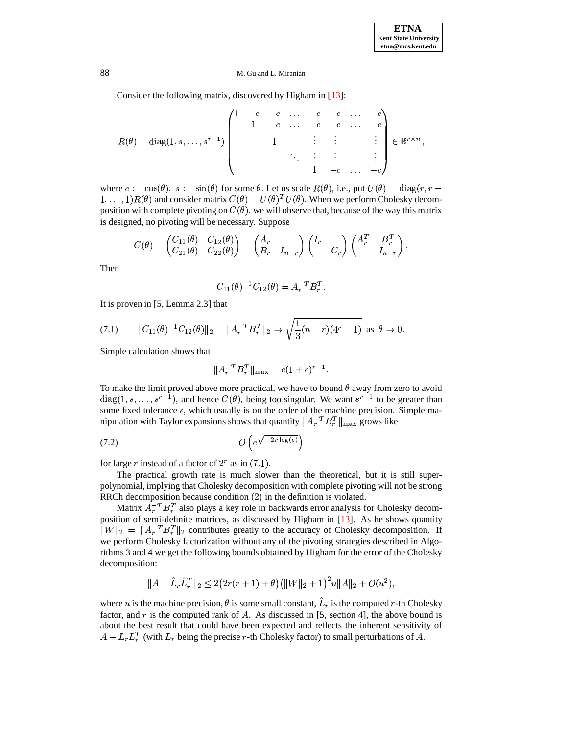Consider the following matrix, discovered by Higham in [13]:

$$R(\theta) = \operatorname{diag}(1, s, \ldots, s^{r-1}) \begin{pmatrix} 1 & -c & -c & \ldots & -c & -c & \ldots & -c \\ & 1 & -c & \ldots & -c & -c & \ldots & -c \\ & & 1 & & \vdots & \vdots & & \vdots \\ & & & \ddots & \vdots & \vdots & & \vdots \\ & & & & 1 & -c & \ldots & -c \end{pmatrix} \in \mathbb{R}^{r \times n},$$

where $c := \cos(\theta),\ s := \sin(\theta)$ for some $\theta$. Let us scale $R(\theta)$, i.e., put $U(\theta) = \operatorname{diag}(r, r-1, \ldots, 1)R(\theta)$ and consider matrix $C(\theta) = U(\theta)^T U(\theta)$. When we perform Cholesky decomposition with complete pivoting on $C(\theta)$, we will observe that, because of the way this matrix is designed, no pivoting will be necessary. Suppose

$$C(\theta) = \begin{pmatrix} C_{11}(\theta) & C_{12}(\theta) \\ C_{21}(\theta) & C_{22}(\theta) \end{pmatrix} = \begin{pmatrix} A_r & \\ B_r & I_{n-r} \end{pmatrix} \begin{pmatrix} I_r & \\ & C_r \end{pmatrix} \begin{pmatrix} A_r^T & B_r^T \\ & I_{n-r} \end{pmatrix}.$$

Then

$$C_{11}(\theta)^{-1} C_{12}(\theta) = A_r^{-T} B_r^T.$$

It is proven in [5, Lemma 2.3] that

$$\|C_{11}(\theta)^{-1} C_{12}(\theta)\|_2 = \|A_r^{-T} B_r^T\|_2 \to \sqrt{\frac{1}{3}(n-r)(4^r - 1)} \ \text{ as } \theta \to 0. \tag{7.1}$$

Simple calculation shows that

$$\|A_r^{-T} B_r^T\|_{\max} = c(1+c)^{r-1}.$$

To make the limit proved above more practical, we have to bound $\theta$ away from zero to avoid $\operatorname{diag}(1, s, \ldots, s^{r-1})$, and hence $C(\theta)$, being too singular. We want $s^{r-1}$ to be greater than some fixed tolerance $\epsilon$, which usually is on the order of the machine precision. Simple manipulation with Taylor expansions shows that quantity $\|A_r^{-T} B_r^T\|_{\max}$ grows like

$$O\left(e^{\sqrt{-2r \log(\epsilon)}}\right) \tag{7.2}$$

for large $r$ instead of a factor of $2^r$ as in $(7.1)$.

The practical growth rate is much slower than the theoretical, but it is still super-polynomial, implying that Cholesky decomposition with complete pivoting will not be strong RRCh decomposition because condition $(2)$ in the definition is violated.

Matrix $A_r^{-T} B_r^T$ also plays a key role in backwards error analysis for Cholesky decomposition of semi-definite matrices, as discussed by Higham in [13]. As he shows quantity $\|W\|_2 = \|A_r^{-T} B_r^T\|_2$ contributes greatly to the accuracy of Cholesky decomposition. If we perform Cholesky factorization without any of the pivoting strategies described in Algorithms 3 and 4 we get the following bounds obtained by Higham for the error of the Cholesky decomposition:

$$\|A - \hat{L}_r \hat{L}_r^T\|_2 \leq 2\big(2r(r+1) + \theta\big)\big(\|W\|_2 + 1\big)^2 u \|A\|_2 + O(u^2),$$

where $u$ is the machine precision, $\theta$ is some small constant, $\hat{L}_r$ is the computed $r$-th Cholesky factor, and $r$ is the computed rank of $A$. As discussed in [5, section 4], the above bound is about the best result that could have been expected and reflects the inherent sensitivity of $A - L_r L_r^T$ (with $L_r$ being the precise $r$-th Cholesky factor) to small perturbations of $A$.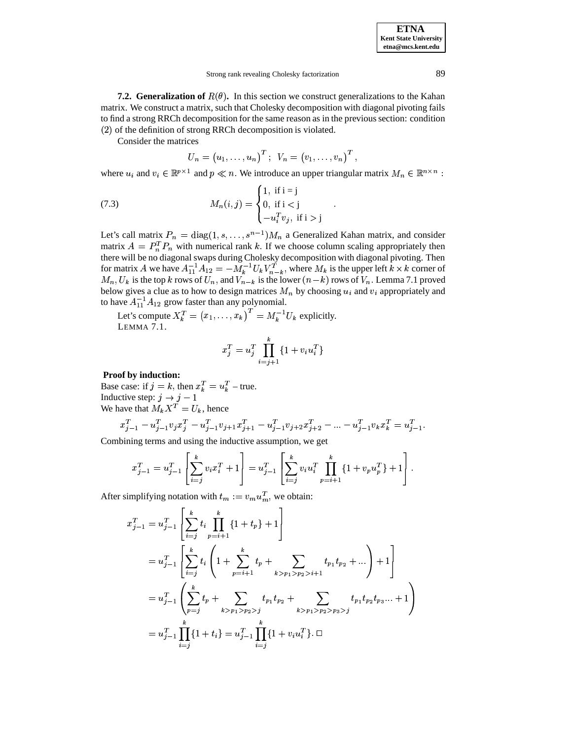**7.2. Generalization of $R(\theta)$.** In this section we construct generalizations to the Kahan matrix. We construct a matrix, such that Cholesky decomposition with diagonal pivoting fails to find a strong RRCh decomposition for the same reason as in the previous section: condition $(2)$ of the definition of strong RRCh decomposition is violated.

Consider the matrices

$$U_n = \left(u_1, \ldots, u_n\right)^T; \;\; V_n = \left(v_1, \ldots, v_n\right)^T,$$

where $u_i$ and $v_i \in \mathbb{R}^{p \times 1}$ and $p \ll n$. We introduce an upper triangular matrix $M_n \in \mathbb{R}^{n \times n}$ :

$$M_n(i,j) = \begin{cases} 1, \text{ if i = j} \\ 0, \text{ if i < j} \\ -u_i^T v_j, \text{ if i > j} \end{cases} . \tag{7.3}$$

Let's call matrix $P_n = \mathrm{diag}(1, s, \ldots, s^{n-1}) M_n$ a Generalized Kahan matrix, and consider matrix $A = P_n^T P_n$ with numerical rank $k$. If we choose column scaling appropriately then there will be no diagonal swaps during Cholesky decomposition with diagonal pivoting. Then for matrix $A$ we have $A_{11}^{-1} A_{12} = -M_k^{-1} U_k V_{n-k}^T$, where $M_k$ is the upper left $k \times k$ corner of $M_n, U_k$ is the top $k$ rows of $U_n$, and $V_{n-k}$ is the lower $(n-k)$ rows of $V_n$. Lemma 7.1 proved below gives a clue as to how to design matrices $M_n$ by choosing $u_i$ and $v_i$ appropriately and to have $A_{11}^{-1} A_{12}$ grow faster than any polynomial.

Let's compute $X_k^T = \left(x_1, \ldots, x_k\right)^T = M_k^{-1} U_k$ explicitly.

LEMMA 7.1.

$$x_j^T = u_j^T \prod_{i=j+1}^{k} \{1 + v_i u_i^T\}$$

**Proof by induction:**

Base case: if $j = k$, then $x_k^T = u_k^T$ – true.

Inductive step: $j \to j-1$

We have that $M_k X^T = U_k$, hence

$$x_{j-1}^T - u_{j-1}^T v_j x_j^T - u_{j-1}^T v_{j+1} x_{j+1}^T - u_{j-1}^T v_{j+2} x_{j+2}^T - \ldots - u_{j-1}^T v_k x_k^T = u_{j-1}^T.$$

Combining terms and using the inductive assumption, we get

$$x_{j-1}^T = u_{j-1}^T \left[ \sum_{i=j}^{k} v_i x_i^T + 1 \right] = u_{j-1}^T \left[ \sum_{i=j}^{k} v_i u_i^T \prod_{p=i+1}^{k} \{1 + v_p u_p^T\} + 1 \right].$$

After simplifying notation with $t_m := v_m u_m^T$, we obtain:

$$\begin{aligned}
x_{j-1}^T &= u_{j-1}^T \left[ \sum_{i=j}^{k} t_i \prod_{p=i+1}^{k} \{1 + t_p\} + 1 \right] \\
&= u_{j-1}^T \left[ \sum_{i=j}^{k} t_i \left( 1 + \sum_{p=i+1}^{k} t_p + \sum_{k > p_1 > p_2 > i+1} t_{p_1} t_{p_2} + \ldots \right) + 1 \right] \\
&= u_{j-1}^T \left( \sum_{p=j}^{k} t_p + \sum_{k > p_1 > p_2 > j} t_{p_1} t_{p_2} + \sum_{k > p_1 > p_2 > p_3 > j} t_{p_1} t_{p_2} t_{p_3} \ldots + 1 \right) \\
&= u_{j-1}^T \prod_{i=j}^{k} \{1 + t_i\} = u_{j-1}^T \prod_{i=j}^{k} \{1 + v_i u_i^T\}. \;\square
\end{aligned}$$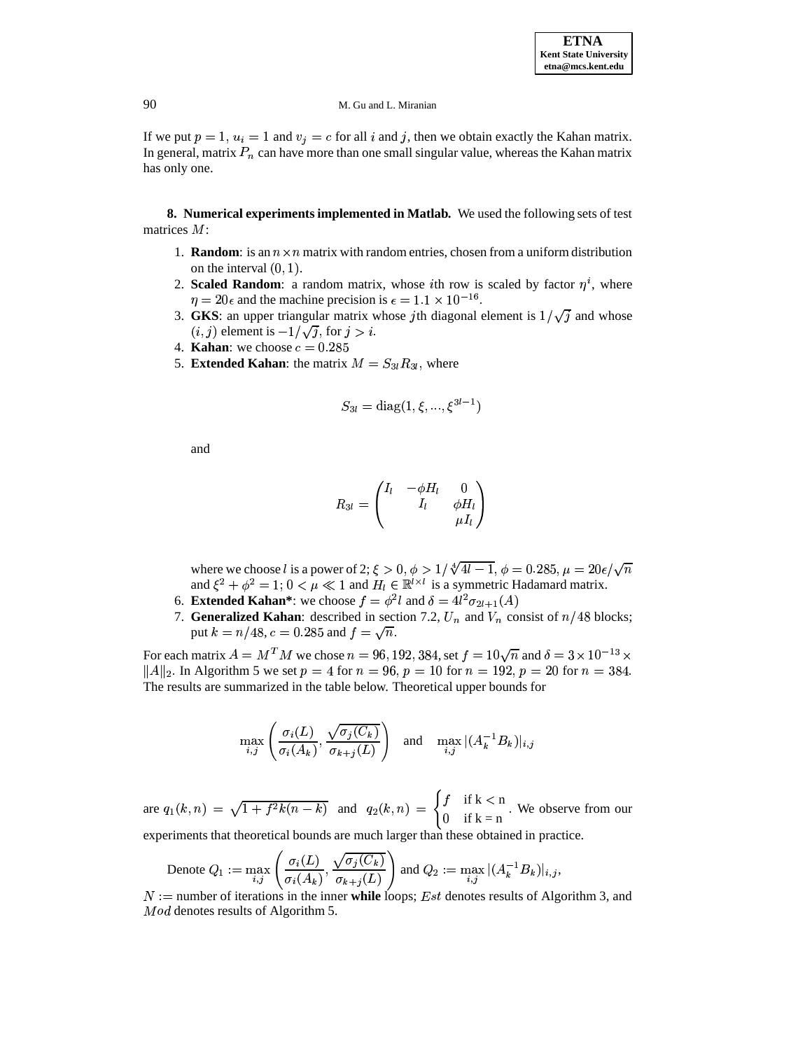If we put $p = 1$, $u_i = 1$ and $v_j = c$ for all $i$ and $j$, then we obtain exactly the Kahan matrix. In general, matrix $P_n$ can have more than one small singular value, whereas the Kahan matrix has only one.

**8. Numerical experiments implemented in Matlab.** We used the following sets of test matrices $M$:

1. **Random**: is an $n \times n$ matrix with random entries, chosen from a uniform distribution on the interval $(0, 1)$.
2. **Scaled Random**: a random matrix, whose $i$th row is scaled by factor $\eta^i$, where $\eta = 20\epsilon$ and the machine precision is $\epsilon = 1.1 \times 10^{-16}$.
3. **GKS**: an upper triangular matrix whose $j$th diagonal element is $1/\sqrt{j}$ and whose $(i, j)$ element is $-1/\sqrt{j}$, for $j > i$.
4. **Kahan**: we choose $c = 0.285$
5. **Extended Kahan**: the matrix $M = S_{3l} R_{3l}$, where

$$S_{3l} = \text{diag}(1, \xi, ..., \xi^{3l-1})$$

and

$$R_{3l} = \begin{pmatrix} I_l & -\phi H_l & 0 \\ & I_l & \phi H_l \\ & & \mu I_l \end{pmatrix}$$

where we choose $l$ is a power of 2; $\xi > 0$, $\phi > 1/\sqrt[4]{4l-1}$, $\phi = 0.285$, $\mu = 20\epsilon/\sqrt{n}$ and $\xi^2 + \phi^2 = 1$; $0 < \mu \ll 1$ and $H_l \in \mathbb{R}^{l \times l}$ is a symmetric Hadamard matrix.

6. **Extended Kahan***: we choose $f = \phi^2 l$ and $\delta = 4l^2 \sigma_{2l+1}(A)$
7. **Generalized Kahan**: described in section 7.2, $U_n$ and $V_n$ consist of $n/48$ blocks; put $k = n/48$, $c = 0.285$ and $f = \sqrt{n}$.

For each matrix $A = M^T M$ we chose $n = 96, 192, 384$, set $f = 10\sqrt{n}$ and $\delta = 3 \times 10^{-13} \times \|A\|_2$. In Algorithm 5 we set $p = 4$ for $n = 96$, $p = 10$ for $n = 192$, $p = 20$ for $n = 384$. The results are summarized in the table below. Theoretical upper bounds for

$$\max_{i,j} \left( \frac{\sigma_i(L)}{\sigma_i(A_k)}, \frac{\sqrt{\sigma_j(C_k)}}{\sigma_{k+j}(L)} \right) \quad \text{and} \quad \max_{i,j} |(A_k^{-1} B_k)|_{i,j}$$

are $q_1(k, n) = \sqrt{1 + f^2 k(n-k)}$ and $q_2(k, n) = \begin{cases} f & \text{if k < n} \\ 0 & \text{if k = n} \end{cases}$. We observe from our experiments that theoretical bounds are much larger than these obtained in practice.

Denote $Q_1 := \max_{i,j} \left( \frac{\sigma_i(L)}{\sigma_i(A_k)}, \frac{\sqrt{\sigma_j(C_k)}}{\sigma_{k+j}(L)} \right)$ and $Q_2 := \max_{i,j} |(A_k^{-1} B_k)|_{i,j}$,

$N :=$ number of iterations in the inner **while** loops; $Est$ denotes results of Algorithm 3, and $Mod$ denotes results of Algorithm 5.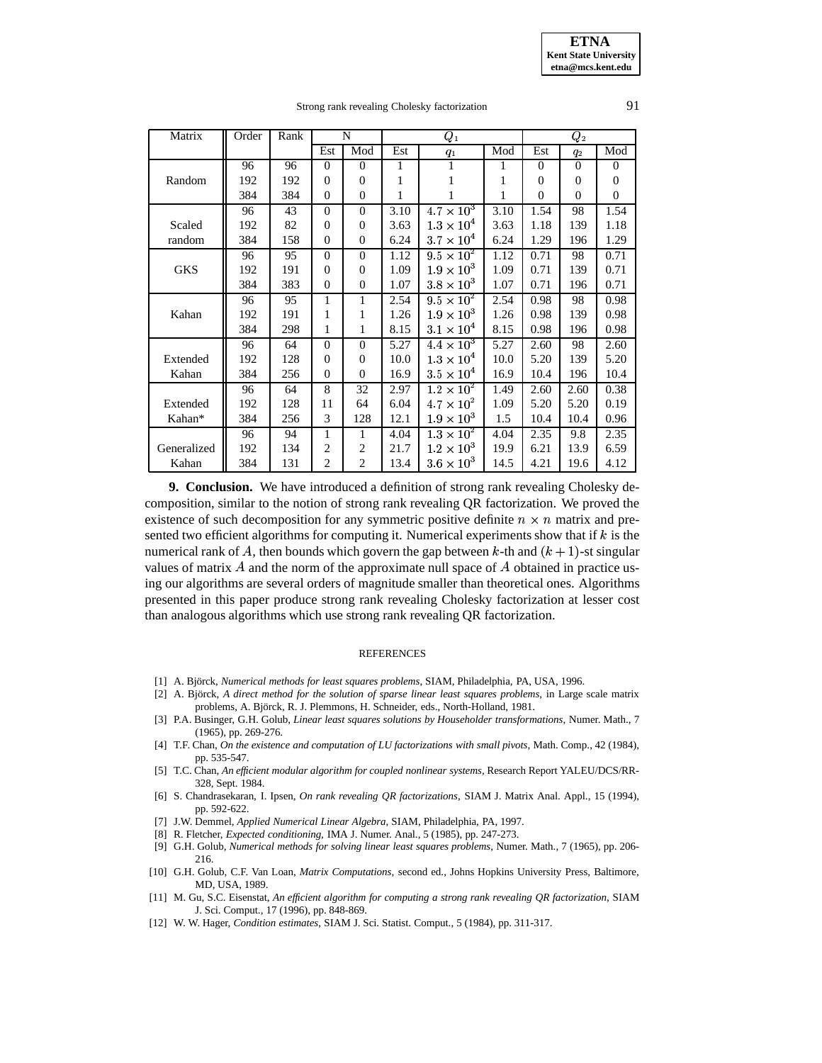| Matrix | Order | Rank | N | | $Q_1$ | | | $Q_2$ | | |
|---|---|---|---|---|---|---|---|---|---|---|
| | | | Est | Mod | Est | $q_1$ | Mod | Est | $q_2$ | Mod |
| Random | 96 | 96 | 0 | 0 | 1 | 1 | 1 | 0 | 0 | 0 |
| | 192 | 192 | 0 | 0 | 1 | 1 | 1 | 0 | 0 | 0 |
| | 384 | 384 | 0 | 0 | 1 | 1 | 1 | 0 | 0 | 0 |
| Scaled random | 96 | 43 | 0 | 0 | 3.10 | $4.7 \times 10^3$ | 3.10 | 1.54 | 98 | 1.54 |
| | 192 | 82 | 0 | 0 | 3.63 | $1.3 \times 10^4$ | 3.63 | 1.18 | 139 | 1.18 |
| | 384 | 158 | 0 | 0 | 6.24 | $3.7 \times 10^4$ | 6.24 | 1.29 | 196 | 1.29 |
| GKS | 96 | 95 | 0 | 0 | 1.12 | $9.5 \times 10^2$ | 1.12 | 0.71 | 98 | 0.71 |
| | 192 | 191 | 0 | 0 | 1.09 | $1.9 \times 10^3$ | 1.09 | 0.71 | 139 | 0.71 |
| | 384 | 383 | 0 | 0 | 1.07 | $3.8 \times 10^3$ | 1.07 | 0.71 | 196 | 0.71 |
| Kahan | 96 | 95 | 1 | 1 | 2.54 | $9.5 \times 10^2$ | 2.54 | 0.98 | 98 | 0.98 |
| | 192 | 191 | 1 | 1 | 1.26 | $1.9 \times 10^3$ | 1.26 | 0.98 | 139 | 0.98 |
| | 384 | 298 | 1 | 1 | 8.15 | $3.1 \times 10^4$ | 8.15 | 0.98 | 196 | 0.98 |
| Extended Kahan | 96 | 64 | 0 | 0 | 5.27 | $4.4 \times 10^3$ | 5.27 | 2.60 | 98 | 2.60 |
| | 192 | 128 | 0 | 0 | 10.0 | $1.3 \times 10^4$ | 10.0 | 5.20 | 139 | 5.20 |
| | 384 | 256 | 0 | 0 | 16.9 | $3.5 \times 10^4$ | 16.9 | 10.4 | 196 | 10.4 |
| Extended Kahan* | 96 | 64 | 8 | 32 | 2.97 | $1.2 \times 10^2$ | 1.49 | 2.60 | 2.60 | 0.38 |
| | 192 | 128 | 11 | 64 | 6.04 | $4.7 \times 10^2$ | 1.09 | 5.20 | 5.20 | 0.19 |
| | 384 | 256 | 3 | 128 | 12.1 | $1.9 \times 10^3$ | 1.5 | 10.4 | 10.4 | 0.96 |
| Generalized Kahan | 96 | 94 | 1 | 1 | 4.04 | $1.3 \times 10^2$ | 4.04 | 2.35 | 9.8 | 2.35 |
| | 192 | 134 | 2 | 2 | 21.7 | $1.2 \times 10^3$ | 19.9 | 6.21 | 13.9 | 6.59 |
| | 384 | 131 | 2 | 2 | 13.4 | $3.6 \times 10^3$ | 14.5 | 4.21 | 19.6 | 4.12 |

**9. Conclusion.** We have introduced a definition of strong rank revealing Cholesky decomposition, similar to the notion of strong rank revealing QR factorization. We proved the existence of such decomposition for any symmetric positive definite $n \times n$ matrix and presented two efficient algorithms for computing it. Numerical experiments show that if $k$ is the numerical rank of $A$, then bounds which govern the gap between $k$-th and $(k+1)$-st singular values of matrix $A$ and the norm of the approximate null space of $A$ obtained in practice using our algorithms are several orders of magnitude smaller than theoretical ones. Algorithms presented in this paper produce strong rank revealing Cholesky factorization at lesser cost than analogous algorithms which use strong rank revealing QR factorization.

## REFERENCES

[1] A. Björck, *Numerical methods for least squares problems*, SIAM, Philadelphia, PA, USA, 1996.

[2] A. Björck, *A direct method for the solution of sparse linear least squares problems*, in Large scale matrix problems, A. Björck, R. J. Plemmons, H. Schneider, eds., North-Holland, 1981.

[3] P.A. Businger, G.H. Golub, *Linear least squares solutions by Householder transformations*, Numer. Math., 7 (1965), pp. 269-276.

[4] T.F. Chan, *On the existence and computation of LU factorizations with small pivots*, Math. Comp., 42 (1984), pp. 535-547.

[5] T.C. Chan, *An efficient modular algorithm for coupled nonlinear systems*, Research Report YALEU/DCS/RR-328, Sept. 1984.

[6] S. Chandrasekaran, I. Ipsen, *On rank revealing QR factorizations*, SIAM J. Matrix Anal. Appl., 15 (1994), pp. 592-622.

[7] J.W. Demmel, *Applied Numerical Linear Algebra*, SIAM, Philadelphia, PA, 1997.

[8] R. Fletcher, *Expected conditioning*, IMA J. Numer. Anal., 5 (1985), pp. 247-273.

[9] G.H. Golub, *Numerical methods for solving linear least squares problems*, Numer. Math., 7 (1965), pp. 206-216.

[10] G.H. Golub, C.F. Van Loan, *Matrix Computations*, second ed., Johns Hopkins University Press, Baltimore, MD, USA, 1989.

[11] M. Gu, S.C. Eisenstat, *An efficient algorithm for computing a strong rank revealing QR factorization*, SIAM J. Sci. Comput., 17 (1996), pp. 848-869.

[12] W. W. Hager, *Condition estimates*, SIAM J. Sci. Statist. Comput., 5 (1984), pp. 311-317.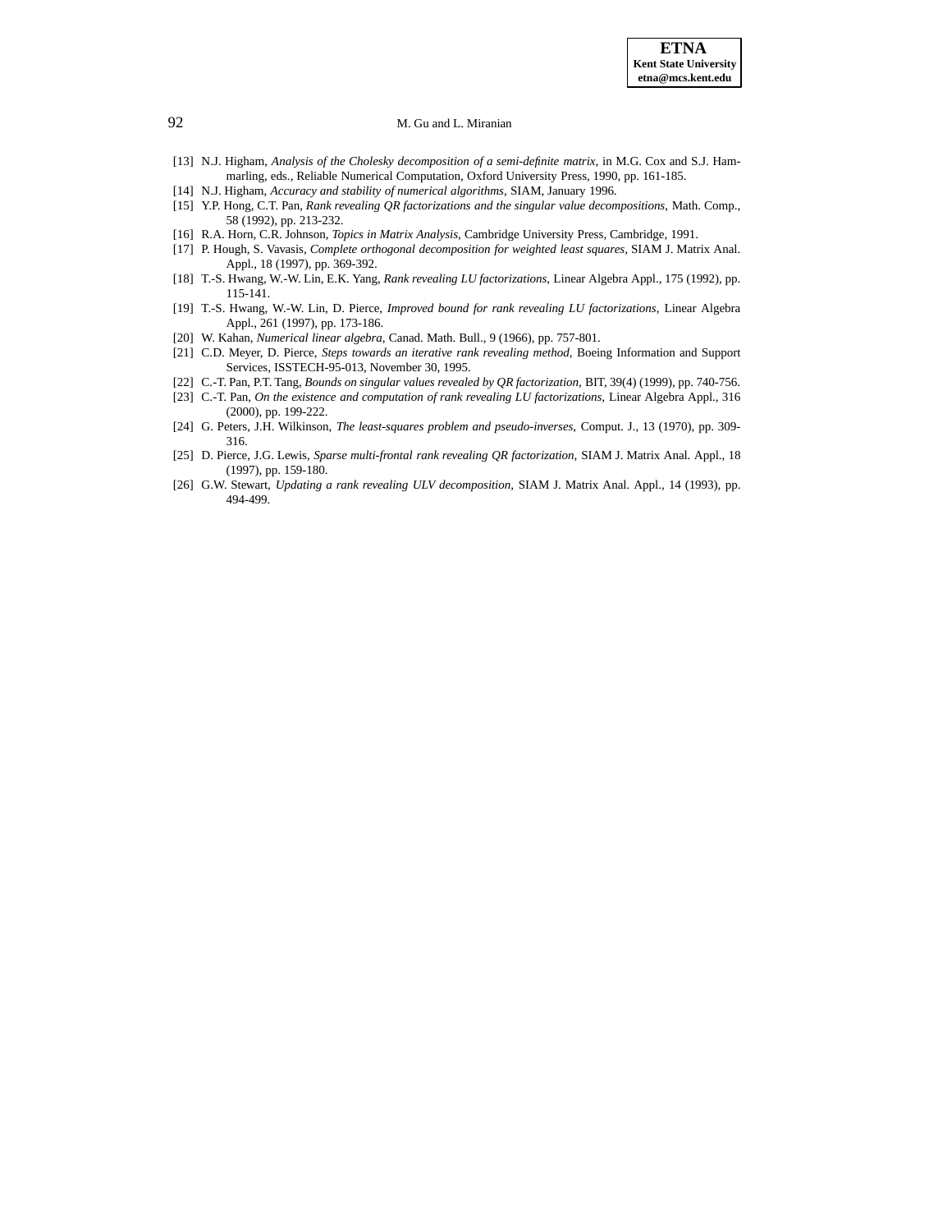[13] N.J. Higham, *Analysis of the Cholesky decomposition of a semi-definite matrix*, in M.G. Cox and S.J. Hammarling, eds., Reliable Numerical Computation, Oxford University Press, 1990, pp. 161-185.

[14] N.J. Higham, *Accuracy and stability of numerical algorithms*, SIAM, January 1996.

[15] Y.P. Hong, C.T. Pan, *Rank revealing QR factorizations and the singular value decompositions*, Math. Comp., 58 (1992), pp. 213-232.

[16] R.A. Horn, C.R. Johnson, *Topics in Matrix Analysis*, Cambridge University Press, Cambridge, 1991.

[17] P. Hough, S. Vavasis, *Complete orthogonal decomposition for weighted least squares*, SIAM J. Matrix Anal. Appl., 18 (1997), pp. 369-392.

[18] T.-S. Hwang, W.-W. Lin, E.K. Yang, *Rank revealing LU factorizations*, Linear Algebra Appl., 175 (1992), pp. 115-141.

[19] T.-S. Hwang, W.-W. Lin, D. Pierce, *Improved bound for rank revealing LU factorizations*, Linear Algebra Appl., 261 (1997), pp. 173-186.

[20] W. Kahan, *Numerical linear algebra*, Canad. Math. Bull., 9 (1966), pp. 757-801.

[21] C.D. Meyer, D. Pierce, *Steps towards an iterative rank revealing method*, Boeing Information and Support Services, ISSTECH-95-013, November 30, 1995.

[22] C.-T. Pan, P.T. Tang, *Bounds on singular values revealed by QR factorization*, BIT, 39(4) (1999), pp. 740-756.

[23] C.-T. Pan, *On the existence and computation of rank revealing LU factorizations*, Linear Algebra Appl., 316 (2000), pp. 199-222.

[24] G. Peters, J.H. Wilkinson, *The least-squares problem and pseudo-inverses*, Comput. J., 13 (1970), pp. 309-316.

[25] D. Pierce, J.G. Lewis, *Sparse multi-frontal rank revealing QR factorization*, SIAM J. Matrix Anal. Appl., 18 (1997), pp. 159-180.

[26] G.W. Stewart, *Updating a rank revealing ULV decomposition*, SIAM J. Matrix Anal. Appl., 14 (1993), pp. 494-499.